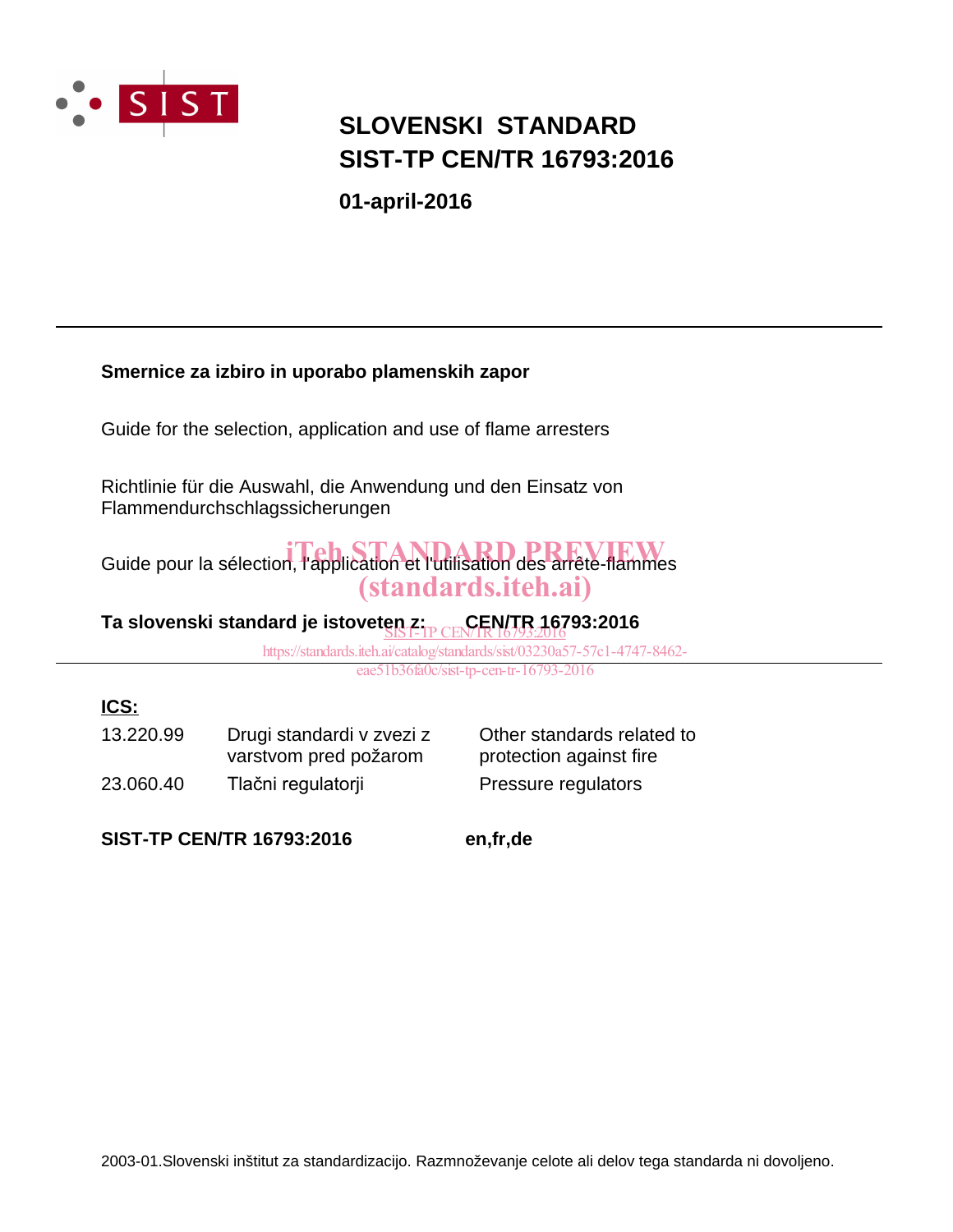# SLOVENSKI STANDARD
# SIST-TP CEN/TR 16793:2016

**01-april-2016**

---

**Smernice za izbiro in uporabo plamenskih zapor**

Guide for the selection, application and use of flame arresters

Richtlinie für die Auswahl, die Anwendung und den Einsatz von Flammendurchschlagssicherungen

Guide pour la sélection, l'application et l'utilisation des arrête-flammes

iTeh STANDARD PREVIEW
(standards.iteh.ai)

**Ta slovenski standard je istoveten z: CEN/TR 16793:2016**

SIST-TP CEN/TR 16793:2016
https://standards.iteh.ai/catalog/standards/sist/03230a57-57c1-4747-8462-eae51b36fa0c/sist-tp-cen-tr-16793-2016

---

**ICS:**

| | | |
|---|---|---|
| 13.220.99 | Drugi standardi v zvezi z varstvom pred požarom | Other standards related to protection against fire |
| 23.060.40 | Tlačni regulatorji | Pressure regulators |

**SIST-TP CEN/TR 16793:2016** **en,fr,de**

2003-01.Slovenski inštitut za standardizacijo. Razmnoževanje celote ali delov tega standarda ni dovoljeno.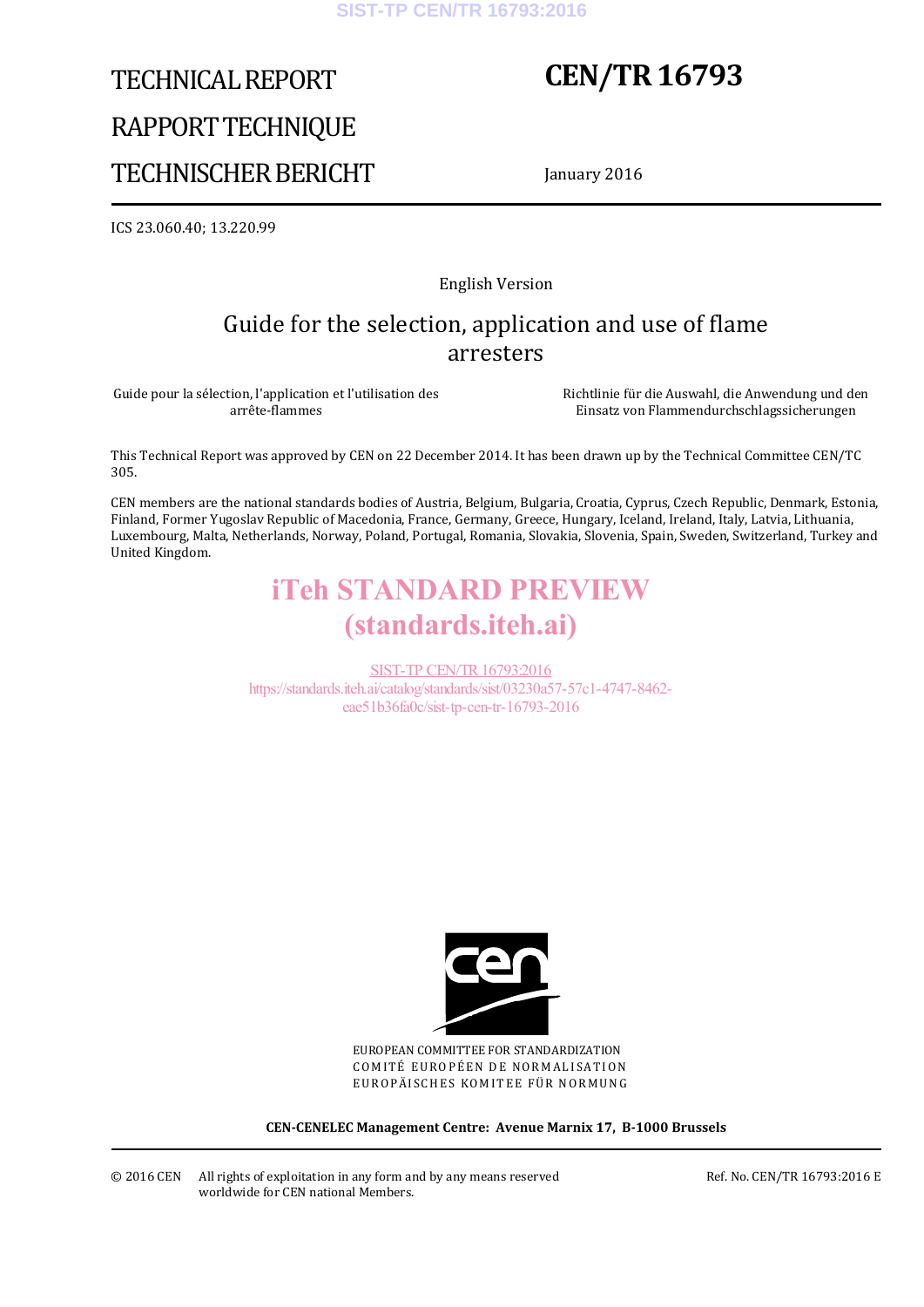# TECHNICAL REPORT

# RAPPORT TECHNIQUE

# TECHNISCHER BERICHT

# CEN/TR 16793

January 2016

ICS 23.060.40; 13.220.99

English Version

## Guide for the selection, application and use of flame arresters

Guide pour la sélection, l'application et l'utilisation des arrête-flammes

Richtlinie für die Auswahl, die Anwendung und den Einsatz von Flammendurchschlagssicherungen

This Technical Report was approved by CEN on 22 December 2014. It has been drawn up by the Technical Committee CEN/TC 305.

CEN members are the national standards bodies of Austria, Belgium, Bulgaria, Croatia, Cyprus, Czech Republic, Denmark, Estonia, Finland, Former Yugoslav Republic of Macedonia, France, Germany, Greece, Hungary, Iceland, Ireland, Italy, Latvia, Lithuania, Luxembourg, Malta, Netherlands, Norway, Poland, Portugal, Romania, Slovakia, Slovenia, Spain, Sweden, Switzerland, Turkey and United Kingdom.

EUROPEAN COMMITTEE FOR STANDARDIZATION
COMITÉ EUROPÉEN DE NORMALISATION
EUROPÄISCHES KOMITEE FÜR NORMUNG

**CEN-CENELEC Management Centre: Avenue Marnix 17, B-1000 Brussels**

© 2016 CEN All rights of exploitation in any form and by any means reserved worldwide for CEN national Members.

Ref. No. CEN/TR 16793:2016 E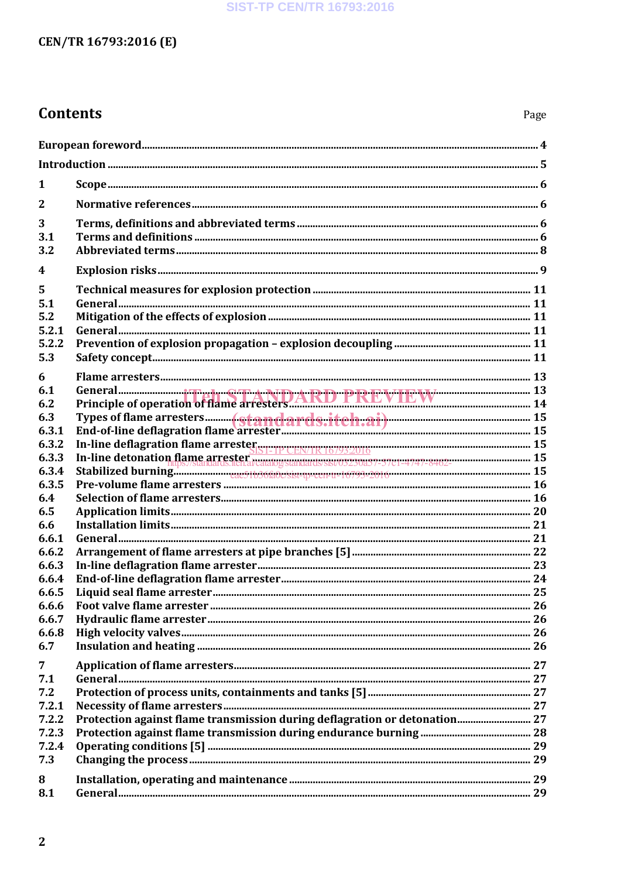# Contents

Page

| | | |
|---|---|---|
| | European foreword | 4 |
| | Introduction | 5 |
| 1 | Scope | 6 |
| 2 | Normative references | 6 |
| 3 | Terms, definitions and abbreviated terms | 6 |
| 3.1 | Terms and definitions | 6 |
| 3.2 | Abbreviated terms | 8 |
| 4 | Explosion risks | 9 |
| 5 | Technical measures for explosion protection | 11 |
| 5.1 | General | 11 |
| 5.2 | Mitigation of the effects of explosion | 11 |
| 5.2.1 | General | 11 |
| 5.2.2 | Prevention of explosion propagation – explosion decoupling | 11 |
| 5.3 | Safety concept | 11 |
| 6 | Flame arresters | 13 |
| 6.1 | General | 13 |
| 6.2 | Principle of operation of flame arresters | 14 |
| 6.3 | Types of flame arresters | 15 |
| 6.3.1 | End-of-line deflagration flame arrester | 15 |
| 6.3.2 | In-line deflagration flame arrester | 15 |
| 6.3.3 | In-line detonation flame arrester | 15 |
| 6.3.4 | Stabilized burning | 15 |
| 6.3.5 | Pre-volume flame arresters | 16 |
| 6.4 | Selection of flame arresters | 16 |
| 6.5 | Application limits | 20 |
| 6.6 | Installation limits | 21 |
| 6.6.1 | General | 21 |
| 6.6.2 | Arrangement of flame arresters at pipe branches [5] | 22 |
| 6.6.3 | In-line deflagration flame arrester | 23 |
| 6.6.4 | End-of-line deflagration flame arrester | 24 |
| 6.6.5 | Liquid seal flame arrester | 25 |
| 6.6.6 | Foot valve flame arrester | 26 |
| 6.6.7 | Hydraulic flame arrester | 26 |
| 6.6.8 | High velocity valves | 26 |
| 6.7 | Insulation and heating | 26 |
| 7 | Application of flame arresters | 27 |
| 7.1 | General | 27 |
| 7.2 | Protection of process units, containments and tanks [5] | 27 |
| 7.2.1 | Necessity of flame arresters | 27 |
| 7.2.2 | Protection against flame transmission during deflagration or detonation | 27 |
| 7.2.3 | Protection against flame transmission during endurance burning | 28 |
| 7.2.4 | Operating conditions [5] | 29 |
| 7.3 | Changing the process | 29 |
| 8 | Installation, operating and maintenance | 29 |
| 8.1 | General | 29 |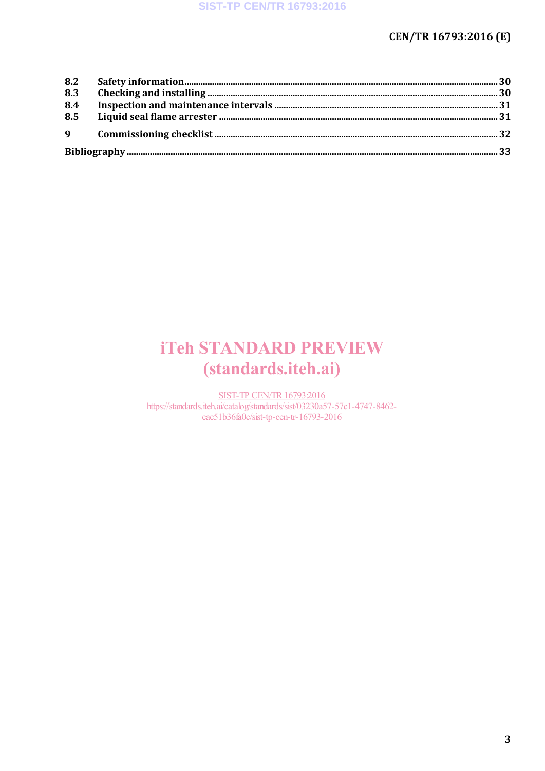| | | |
|---|---|---|
| **8.2** | **Safety information** | **30** |
| **8.3** | **Checking and installing** | **30** |
| **8.4** | **Inspection and maintenance intervals** | **31** |
| **8.5** | **Liquid seal flame arrester** | **31** |
| **9** | **Commissioning checklist** | **32** |
| **Bibliography** | | **33** |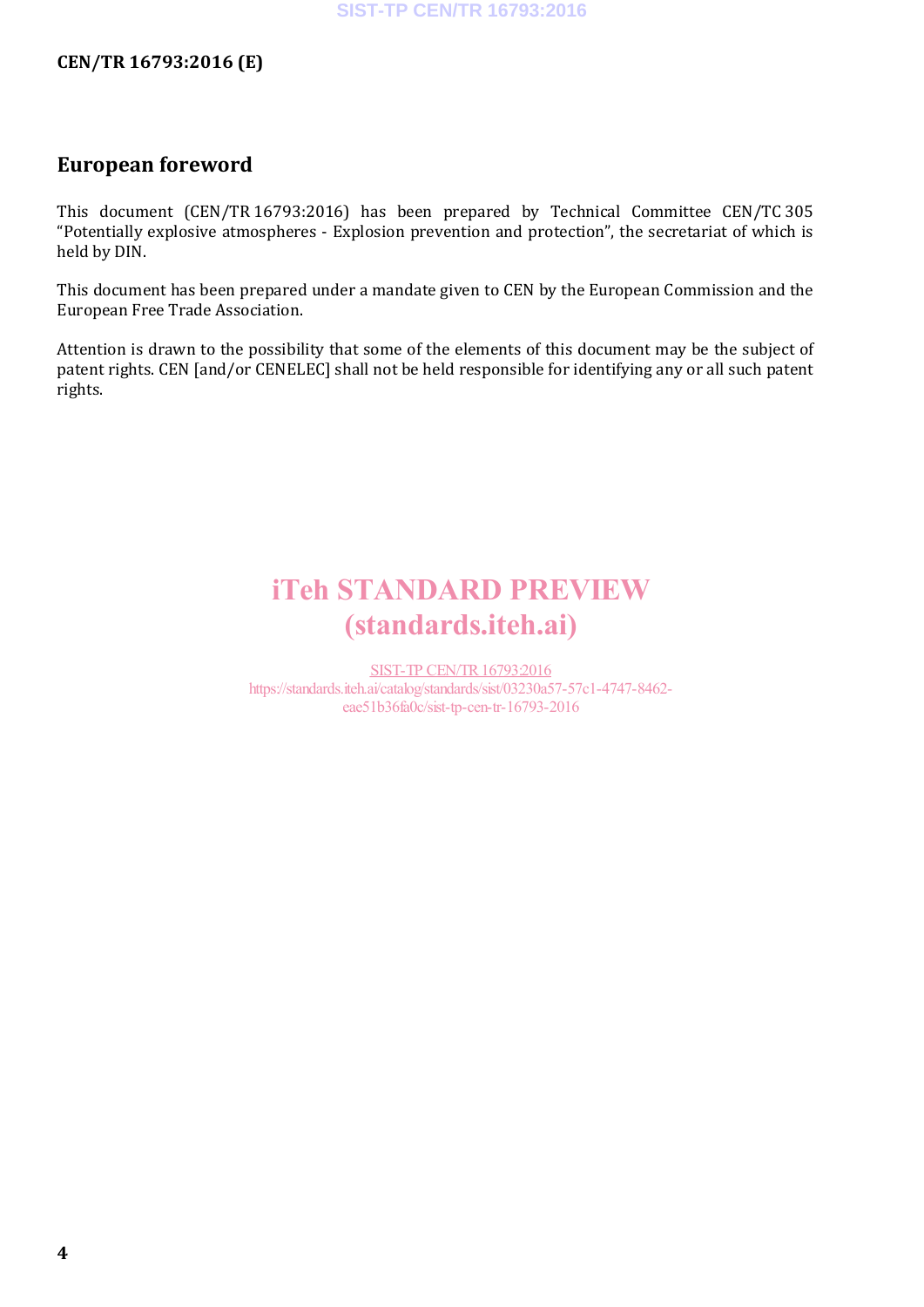## European foreword

This document (CEN/TR 16793:2016) has been prepared by Technical Committee CEN/TC 305 "Potentially explosive atmospheres - Explosion prevention and protection", the secretariat of which is held by DIN.

This document has been prepared under a mandate given to CEN by the European Commission and the European Free Trade Association.

Attention is drawn to the possibility that some of the elements of this document may be the subject of patent rights. CEN [and/or CENELEC] shall not be held responsible for identifying any or all such patent rights.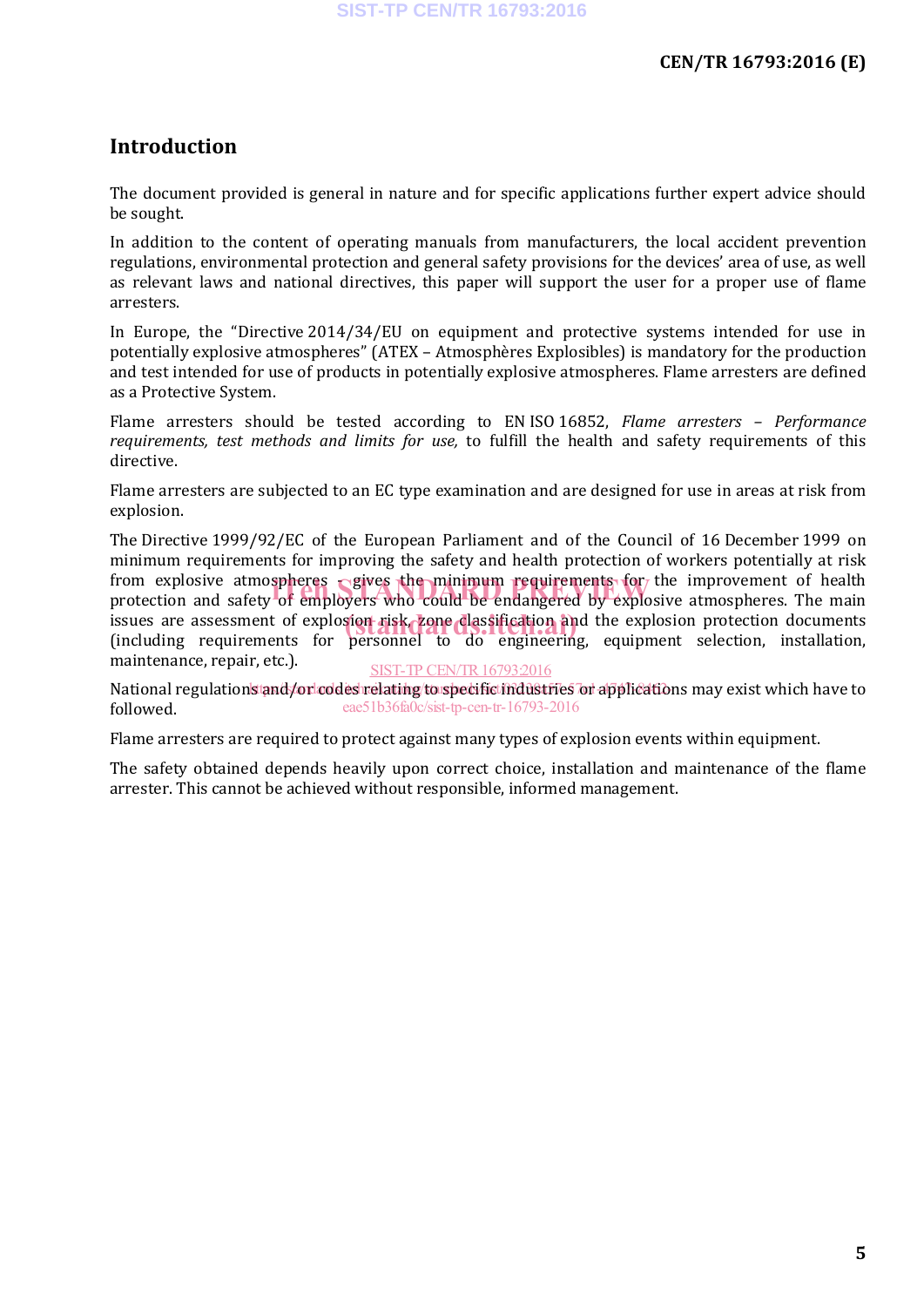# Introduction

The document provided is general in nature and for specific applications further expert advice should be sought.

In addition to the content of operating manuals from manufacturers, the local accident prevention regulations, environmental protection and general safety provisions for the devices' area of use, as well as relevant laws and national directives, this paper will support the user for a proper use of flame arresters.

In Europe, the "Directive 2014/34/EU on equipment and protective systems intended for use in potentially explosive atmospheres" (ATEX – Atmosphères Explosibles) is mandatory for the production and test intended for use of products in potentially explosive atmospheres. Flame arresters are defined as a Protective System.

Flame arresters should be tested according to EN ISO 16852, *Flame arresters – Performance requirements, test methods and limits for use,* to fulfill the health and safety requirements of this directive.

Flame arresters are subjected to an EC type examination and are designed for use in areas at risk from explosion.

The Directive 1999/92/EC of the European Parliament and of the Council of 16 December 1999 on minimum requirements for improving the safety and health protection of workers potentially at risk from explosive atmospheres – gives the minimum requirements for the improvement of health protection and safety of employers who could be endangered by explosive atmospheres. The main issues are assessment of explosion risk, zone classification and the explosion protection documents (including requirements for personnel to do engineering, equipment selection, installation, maintenance, repair, etc.).

National regulations and/or codes relating to specific industries or applications may exist which have to followed.

Flame arresters are required to protect against many types of explosion events within equipment.

The safety obtained depends heavily upon correct choice, installation and maintenance of the flame arrester. This cannot be achieved without responsible, informed management.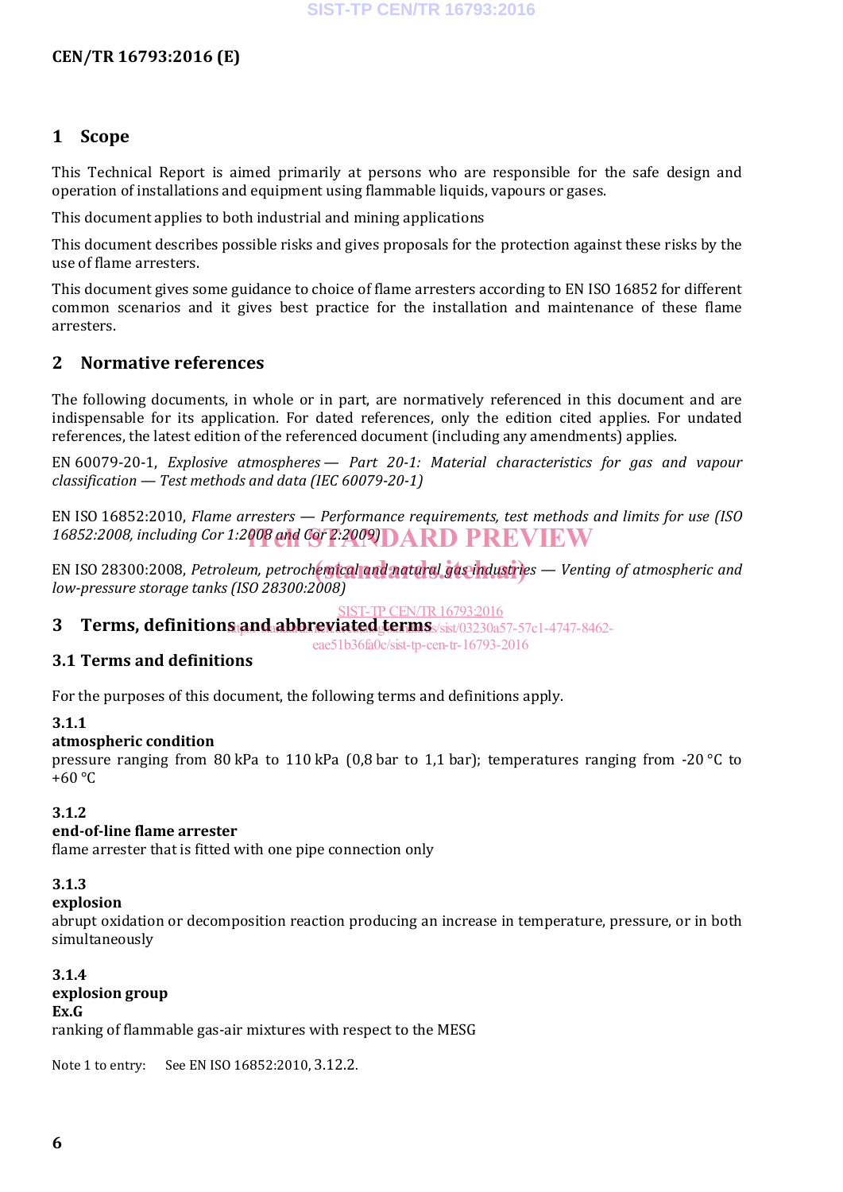## 1 Scope

This Technical Report is aimed primarily at persons who are responsible for the safe design and operation of installations and equipment using flammable liquids, vapours or gases.

This document applies to both industrial and mining applications

This document describes possible risks and gives proposals for the protection against these risks by the use of flame arresters.

This document gives some guidance to choice of flame arresters according to EN ISO 16852 for different common scenarios and it gives best practice for the installation and maintenance of these flame arresters.

## 2 Normative references

The following documents, in whole or in part, are normatively referenced in this document and are indispensable for its application. For dated references, only the edition cited applies. For undated references, the latest edition of the referenced document (including any amendments) applies.

EN 60079-20-1, *Explosive atmospheres — Part 20-1: Material characteristics for gas and vapour classification — Test methods and data (IEC 60079-20-1)*

EN ISO 16852:2010, *Flame arresters — Performance requirements, test methods and limits for use (ISO 16852:2008, including Cor 1:2008 and Cor 2:2009)*

EN ISO 28300:2008, *Petroleum, petrochemical and natural gas industries — Venting of atmospheric and low-pressure storage tanks (ISO 28300:2008)*

## 3 Terms, definitions and abbreviated terms

### 3.1 Terms and definitions

For the purposes of this document, the following terms and definitions apply.

**3.1.1**
**atmospheric condition**
pressure ranging from 80 kPa to 110 kPa (0,8 bar to 1,1 bar); temperatures ranging from -20 °C to +60 °C

**3.1.2**
**end-of-line flame arrester**
flame arrester that is fitted with one pipe connection only

**3.1.3**
**explosion**
abrupt oxidation or decomposition reaction producing an increase in temperature, pressure, or in both simultaneously

**3.1.4**
**explosion group**
**Ex.G**
ranking of flammable gas-air mixtures with respect to the MESG

Note 1 to entry: See EN ISO 16852:2010, 3.12.2.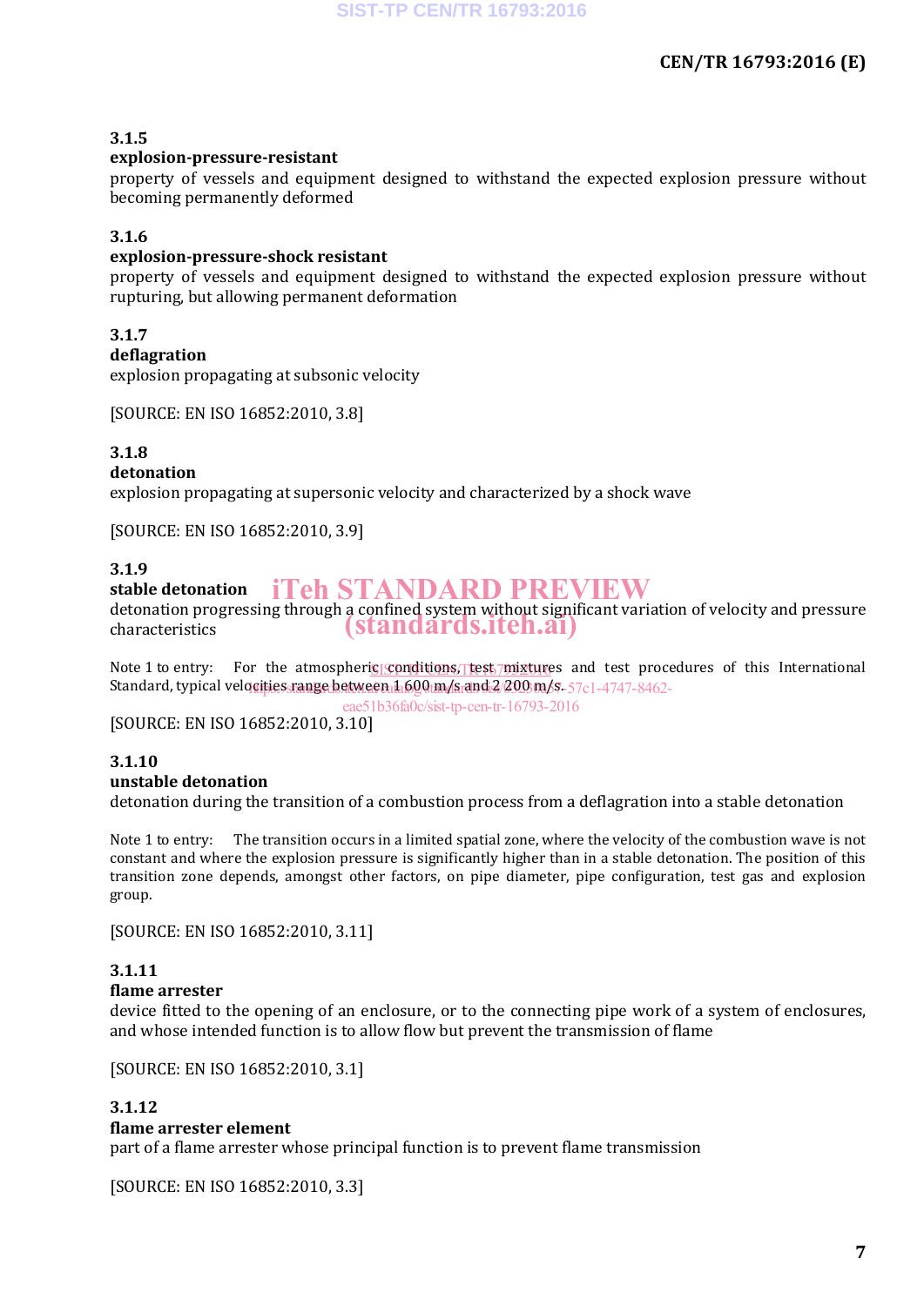**3.1.5**
**explosion-pressure-resistant**
property of vessels and equipment designed to withstand the expected explosion pressure without becoming permanently deformed

**3.1.6**
**explosion-pressure-shock resistant**
property of vessels and equipment designed to withstand the expected explosion pressure without rupturing, but allowing permanent deformation

**3.1.7**
**deflagration**
explosion propagating at subsonic velocity

[SOURCE: EN ISO 16852:2010, 3.8]

**3.1.8**
**detonation**
explosion propagating at supersonic velocity and characterized by a shock wave

[SOURCE: EN ISO 16852:2010, 3.9]

**3.1.9**
**stable detonation**
detonation progressing through a confined system without significant variation of velocity and pressure characteristics

Note 1 to entry: For the atmospheric conditions, test mixtures and test procedures of this International Standard, typical velocities range between 1 600 m/s and 2 200 m/s.

[SOURCE: EN ISO 16852:2010, 3.10]

**3.1.10**
**unstable detonation**
detonation during the transition of a combustion process from a deflagration into a stable detonation

Note 1 to entry: The transition occurs in a limited spatial zone, where the velocity of the combustion wave is not constant and where the explosion pressure is significantly higher than in a stable detonation. The position of this transition zone depends, amongst other factors, on pipe diameter, pipe configuration, test gas and explosion group.

[SOURCE: EN ISO 16852:2010, 3.11]

**3.1.11**
**flame arrester**
device fitted to the opening of an enclosure, or to the connecting pipe work of a system of enclosures, and whose intended function is to allow flow but prevent the transmission of flame

[SOURCE: EN ISO 16852:2010, 3.1]

**3.1.12**
**flame arrester element**
part of a flame arrester whose principal function is to prevent flame transmission

[SOURCE: EN ISO 16852:2010, 3.3]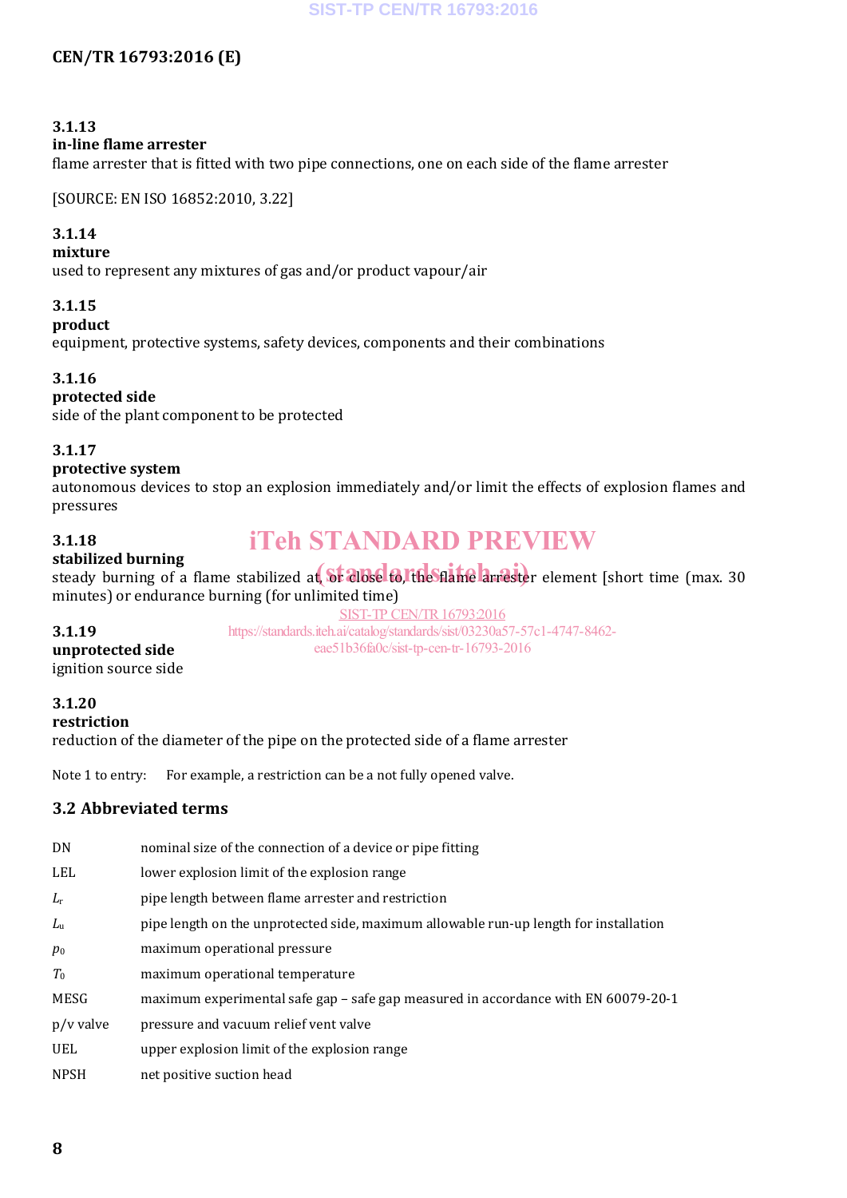**3.1.13**
**in-line flame arrester**
flame arrester that is fitted with two pipe connections, one on each side of the flame arrester

[SOURCE: EN ISO 16852:2010, 3.22]

**3.1.14**
**mixture**
used to represent any mixtures of gas and/or product vapour/air

**3.1.15**
**product**
equipment, protective systems, safety devices, components and their combinations

**3.1.16**
**protected side**
side of the plant component to be protected

**3.1.17**
**protective system**
autonomous devices to stop an explosion immediately and/or limit the effects of explosion flames and pressures

**3.1.18**
**stabilized burning**
steady burning of a flame stabilized at, or close to, the flame arrester element [short time (max. 30 minutes) or endurance burning (for unlimited time)

**3.1.19**
**unprotected side**
ignition source side

**3.1.20**
**restriction**
reduction of the diameter of the pipe on the protected side of a flame arrester

Note 1 to entry: For example, a restriction can be a not fully opened valve.

## 3.2 Abbreviated terms

| | |
|---|---|
| DN | nominal size of the connection of a device or pipe fitting |
| LEL | lower explosion limit of the explosion range |
| $L_r$ | pipe length between flame arrester and restriction |
| $L_u$ | pipe length on the unprotected side, maximum allowable run-up length for installation |
| $p_0$ | maximum operational pressure |
| $T_0$ | maximum operational temperature |
| MESG | maximum experimental safe gap – safe gap measured in accordance with EN 60079-20-1 |
| p/v valve | pressure and vacuum relief vent valve |
| UEL | upper explosion limit of the explosion range |
| NPSH | net positive suction head |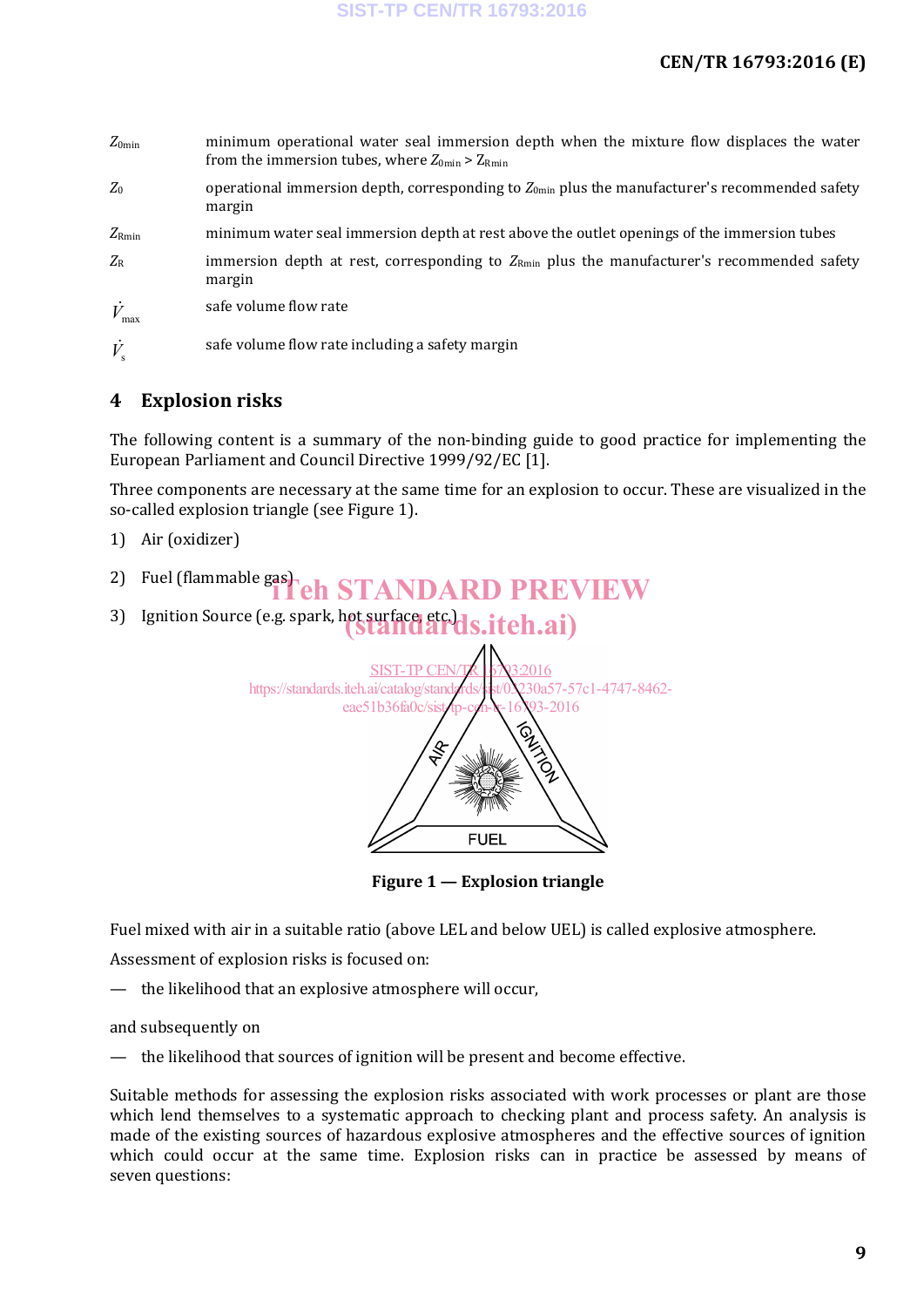| | |
|---|---|
| $Z_{0min}$ | minimum operational water seal immersion depth when the mixture flow displaces the water from the immersion tubes, where $Z_{0min} > Z_{Rmin}$ |
| $Z_0$ | operational immersion depth, corresponding to $Z_{0min}$ plus the manufacturer's recommended safety margin |
| $Z_{Rmin}$ | minimum water seal immersion depth at rest above the outlet openings of the immersion tubes |
| $Z_R$ | immersion depth at rest, corresponding to $Z_{Rmin}$ plus the manufacturer's recommended safety margin |
| $\dot{V}_{max}$ | safe volume flow rate |
| $\dot{V}_s$ | safe volume flow rate including a safety margin |

## 4 Explosion risks

The following content is a summary of the non-binding guide to good practice for implementing the European Parliament and Council Directive 1999/92/EC [1].

Three components are necessary at the same time for an explosion to occur. These are visualized in the so-called explosion triangle (see Figure 1).

1) Air (oxidizer)

2) Fuel (flammable gas)

3) Ignition Source (e.g. spark, hot surface, etc.)

**Figure 1 — Explosion triangle**

Fuel mixed with air in a suitable ratio (above LEL and below UEL) is called explosive atmosphere.

Assessment of explosion risks is focused on:

— the likelihood that an explosive atmosphere will occur,

and subsequently on

— the likelihood that sources of ignition will be present and become effective.

Suitable methods for assessing the explosion risks associated with work processes or plant are those which lend themselves to a systematic approach to checking plant and process safety. An analysis is made of the existing sources of hazardous explosive atmospheres and the effective sources of ignition which could occur at the same time. Explosion risks can in practice be assessed by means of seven questions: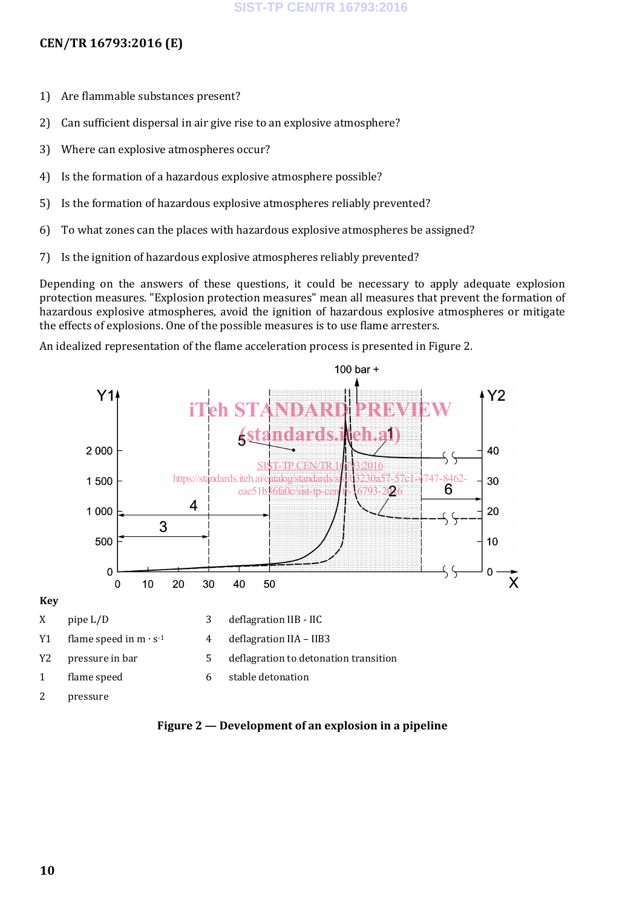1) Are flammable substances present?

2) Can sufficient dispersal in air give rise to an explosive atmosphere?

3) Where can explosive atmospheres occur?

4) Is the formation of a hazardous explosive atmosphere possible?

5) Is the formation of hazardous explosive atmospheres reliably prevented?

6) To what zones can the places with hazardous explosive atmospheres be assigned?

7) Is the ignition of hazardous explosive atmospheres reliably prevented?

Depending on the answers of these questions, it could be necessary to apply adequate explosion protection measures. "Explosion protection measures" mean all measures that prevent the formation of hazardous explosive atmospheres, avoid the ignition of hazardous explosive atmospheres or mitigate the effects of explosions. One of the possible measures is to use flame arresters.

An idealized representation of the flame acceleration process is presented in Figure 2.

100 bar +

Y1

Y2

2 000

1 500

1 000

500

0

40

30

20

10

0

0 10 20 30 40 50

X

1

2

3

4

5

6

**Key**

X pipe L/D

Y1 flame speed in $m \cdot s^{-1}$

Y2 pressure in bar

1 flame speed

2 pressure

3 deflagration IIB - IIC

4 deflagration IIA – IIB3

5 deflagration to detonation transition

6 stable detonation

**Figure 2 — Development of an explosion in a pipeline**